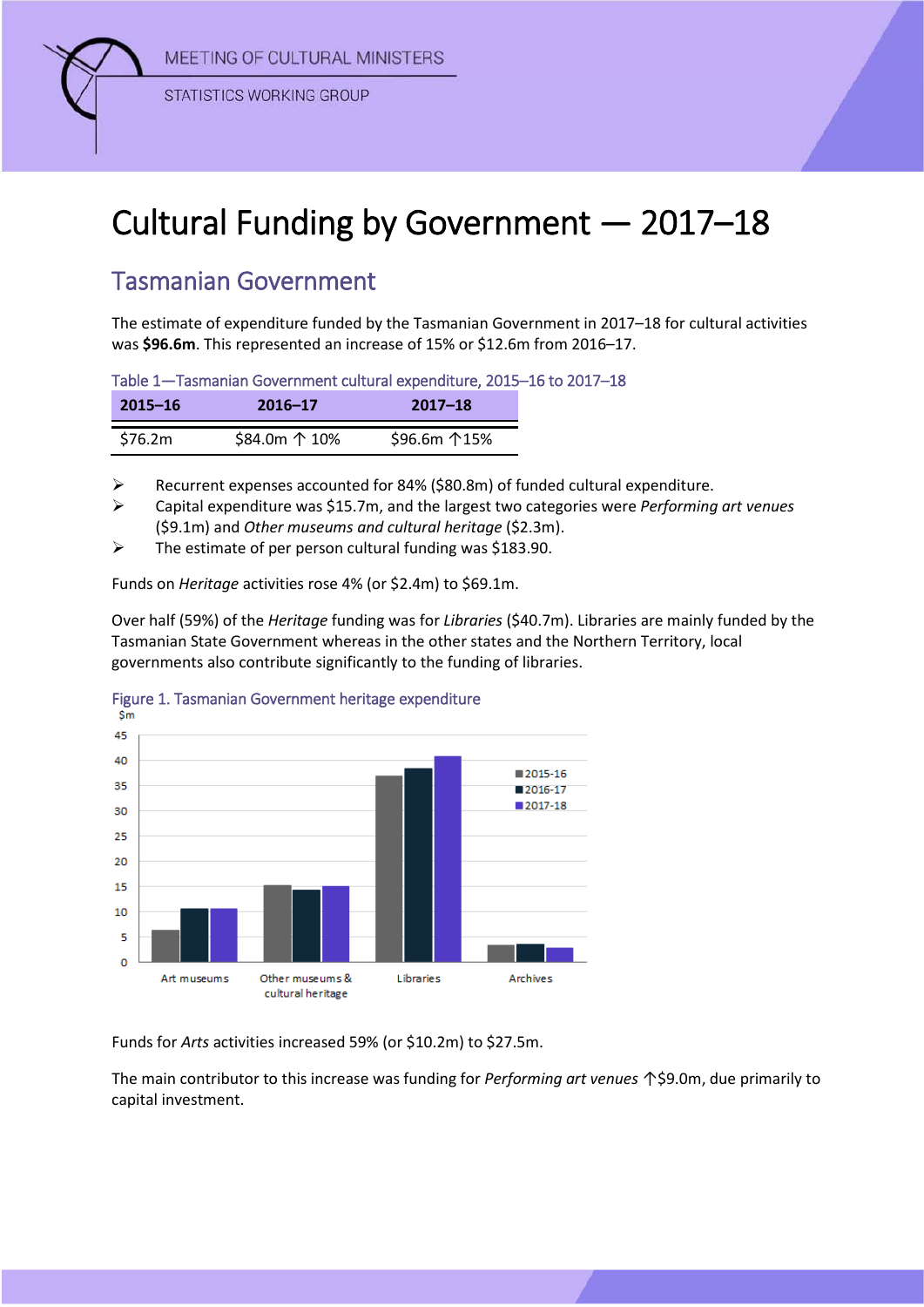MEETING OF CULTURAL MINISTERS

STATISTICS WORKING GROUP

# Cultural Funding by Government — 2017–18

## Tasmanian Government

The estimate of expenditure funded by the Tasmanian Government in 2017–18 for cultural activities was **$96.6m**. This represented an increase of 15% or $12.6m from 2016–17.

Table 1—Tasmanian Government cultural expenditure, 2015–16 to 2017–18

| 2015–16 | 2016–17 | 2017–18 |
|---|---|---|
| $76.2m | $84.0m ↑ 10% | $96.6m ↑15% |

- Recurrent expenses accounted for 84% ($80.8m) of funded cultural expenditure.
- Capital expenditure was $15.7m, and the largest two categories were *Performing art venues* ($9.1m) and *Other museums and cultural heritage* ($2.3m).
- The estimate of per person cultural funding was $183.90.

Funds on *Heritage* activities rose 4% (or $2.4m) to $69.1m.

Over half (59%) of the *Heritage* funding was for *Libraries* ($40.7m). Libraries are mainly funded by the Tasmanian State Government whereas in the other states and the Northern Territory, local governments also contribute significantly to the funding of libraries.

Figure 1. Tasmanian Government heritage expenditure

Funds for *Arts* activities increased 59% (or $10.2m) to $27.5m.

The main contributor to this increase was funding for *Performing art venues* ↑$9.0m, due primarily to capital investment.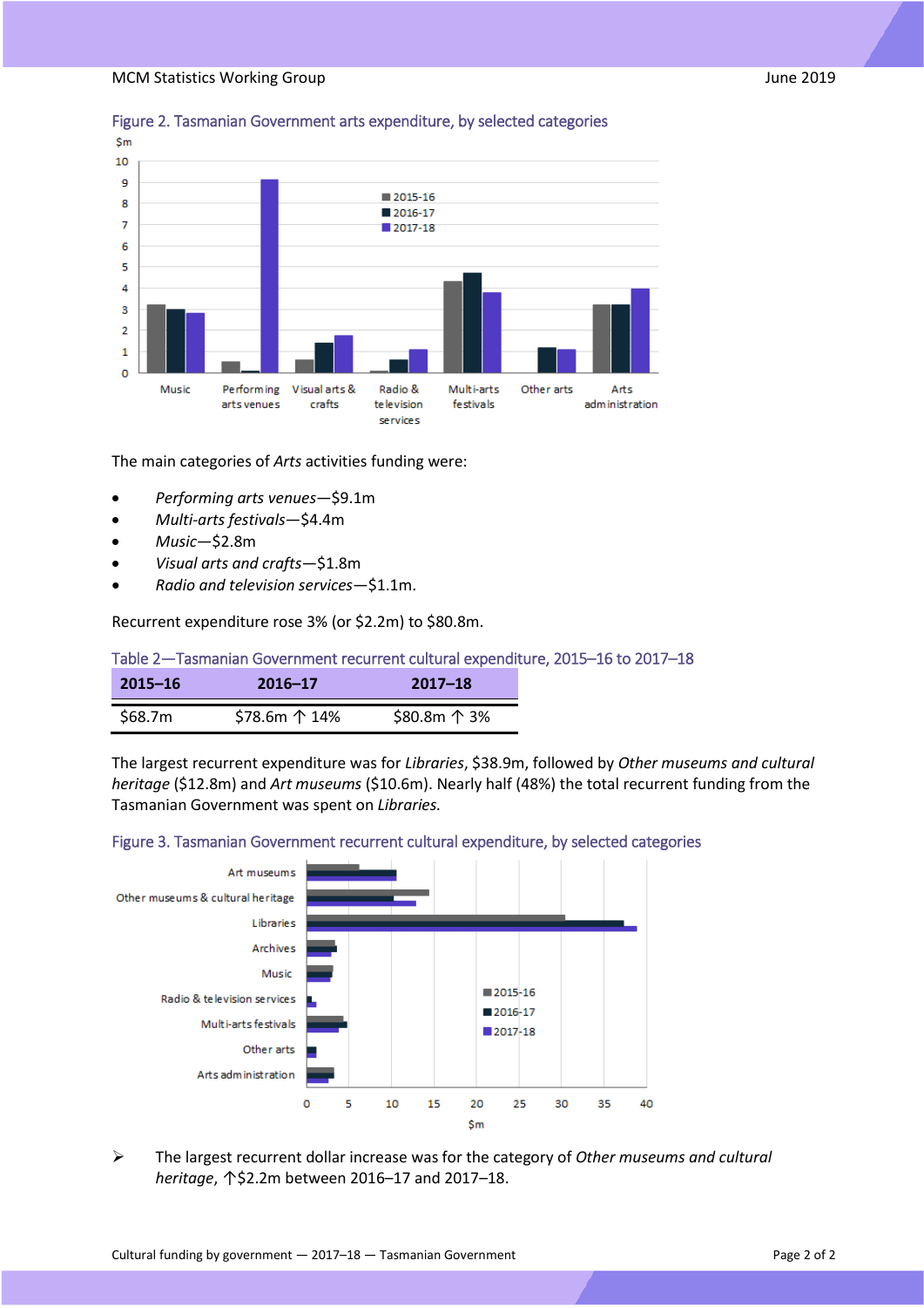Figure 2. Tasmanian Government arts expenditure, by selected categories

$m

10
9
8
7
6
5
4
3
2
1
0

2015-16
2016-17
2017-18

Music
Performing arts venues
Visual arts & crafts
Radio & television services
Multi-arts festivals
Other arts
Arts administration

The main categories of *Arts* activities funding were:

- *Performing arts venues*—$9.1m
- *Multi-arts festivals*—$4.4m
- *Music*—$2.8m
- *Visual arts and crafts*—$1.8m
- *Radio and television services*—$1.1m.

Recurrent expenditure rose 3% (or $2.2m) to $80.8m.

Table 2—Tasmanian Government recurrent cultural expenditure, 2015–16 to 2017–18

| 2015–16 | 2016–17 | 2017–18 |
|---|---|---|
| $68.7m | $78.6m ↑ 14% | $80.8m ↑ 3% |

The largest recurrent expenditure was for *Libraries*, $38.9m, followed by *Other museums and cultural heritage* ($12.8m) and *Art museums* ($10.6m). Nearly half (48%) the total recurrent funding from the Tasmanian Government was spent on *Libraries.*

Figure 3. Tasmanian Government recurrent cultural expenditure, by selected categories

Art museums
Other museums & cultural heritage
Libraries
Archives
Music
Radio & television services
Multi-arts festivals
Other arts
Arts administration

2015-16
2016-17
2017-18

0 5 10 15 20 25 30 35 40

$m

- The largest recurrent dollar increase was for the category of *Other museums and cultural heritage*, ↑$2.2m between 2016–17 and 2017–18.